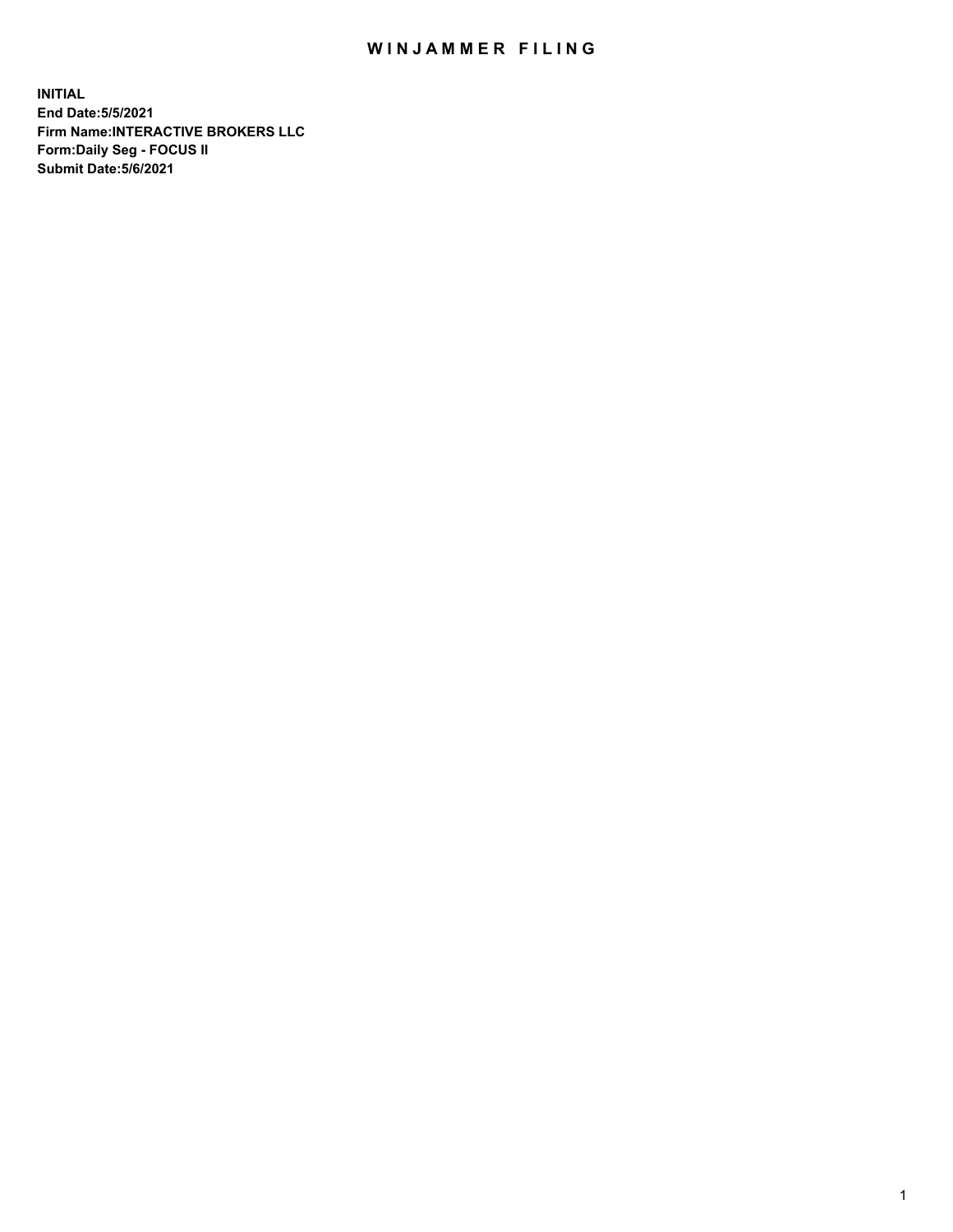# WINJAMMER FILING

**INITIAL**
**End Date:5/5/2021**
**Firm Name:INTERACTIVE BROKERS LLC**
**Form:Daily Seg - FOCUS II**
**Submit Date:5/6/2021**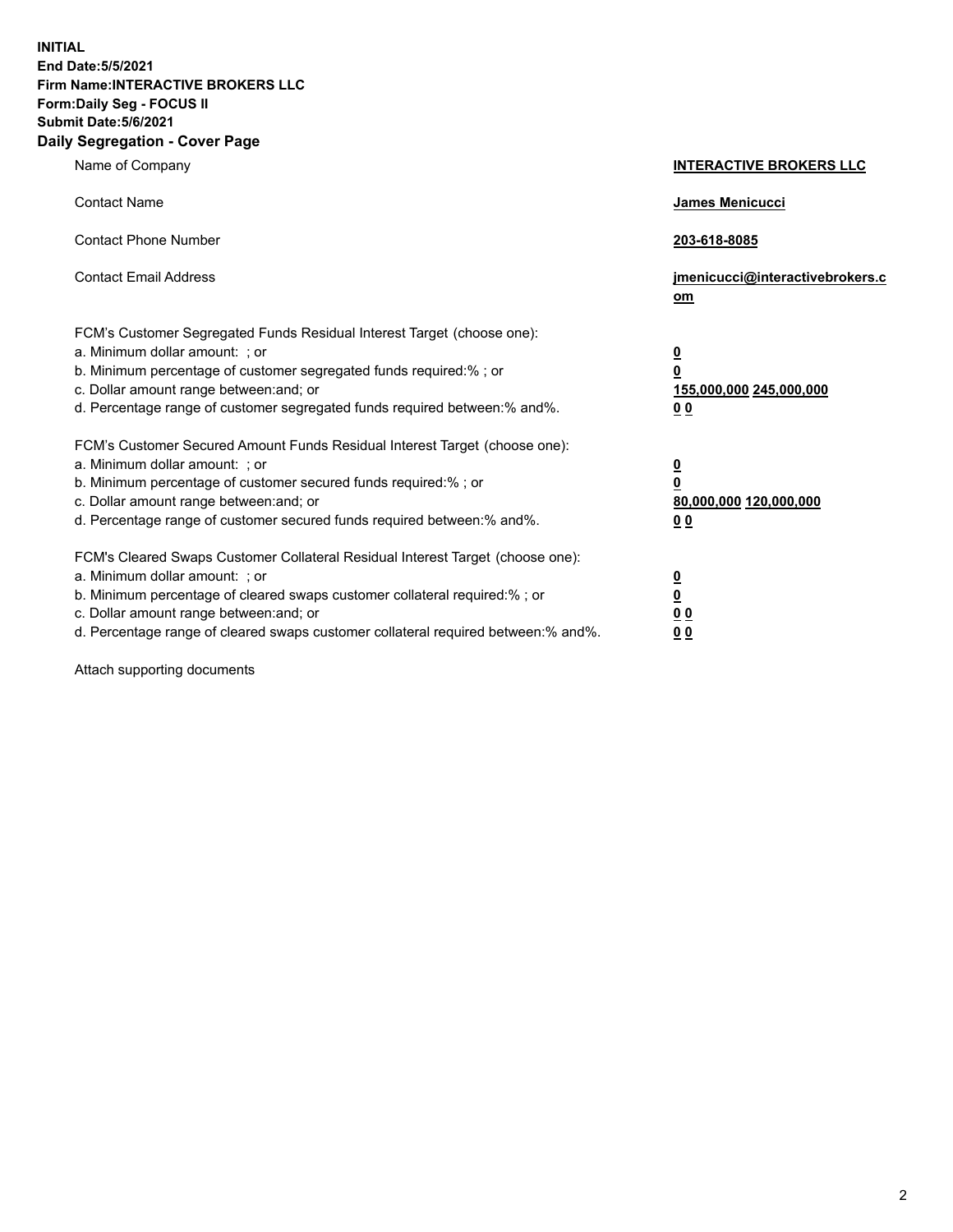**INITIAL**
**End Date:5/5/2021**
**Firm Name:INTERACTIVE BROKERS LLC**
**Form:Daily Seg - FOCUS II**
**Submit Date:5/6/2021**

## Daily Segregation - Cover Page

| | |
|---|---|
| Name of Company | **INTERACTIVE BROKERS LLC** |
| Contact Name | **James Menicucci** |
| Contact Phone Number | **203-618-8085** |
| Contact Email Address | **jmenicucci@interactivebrokers.com** |
| FCM's Customer Segregated Funds Residual Interest Target (choose one): | |
| a. Minimum dollar amount: ; or | **0** |
| b. Minimum percentage of customer segregated funds required:% ; or | **0** |
| c. Dollar amount range between:and; or | **155,000,000 245,000,000** |
| d. Percentage range of customer segregated funds required between:% and%. | **0 0** |
| FCM's Customer Secured Amount Funds Residual Interest Target (choose one): | |
| a. Minimum dollar amount: ; or | **0** |
| b. Minimum percentage of customer secured funds required:% ; or | **0** |
| c. Dollar amount range between:and; or | **80,000,000 120,000,000** |
| d. Percentage range of customer secured funds required between:% and%. | **0 0** |
| FCM's Cleared Swaps Customer Collateral Residual Interest Target (choose one): | |
| a. Minimum dollar amount: ; or | **0** |
| b. Minimum percentage of cleared swaps customer collateral required:% ; or | **0** |
| c. Dollar amount range between:and; or | **0 0** |
| d. Percentage range of cleared swaps customer collateral required between:% and%. | **0 0** |

Attach supporting documents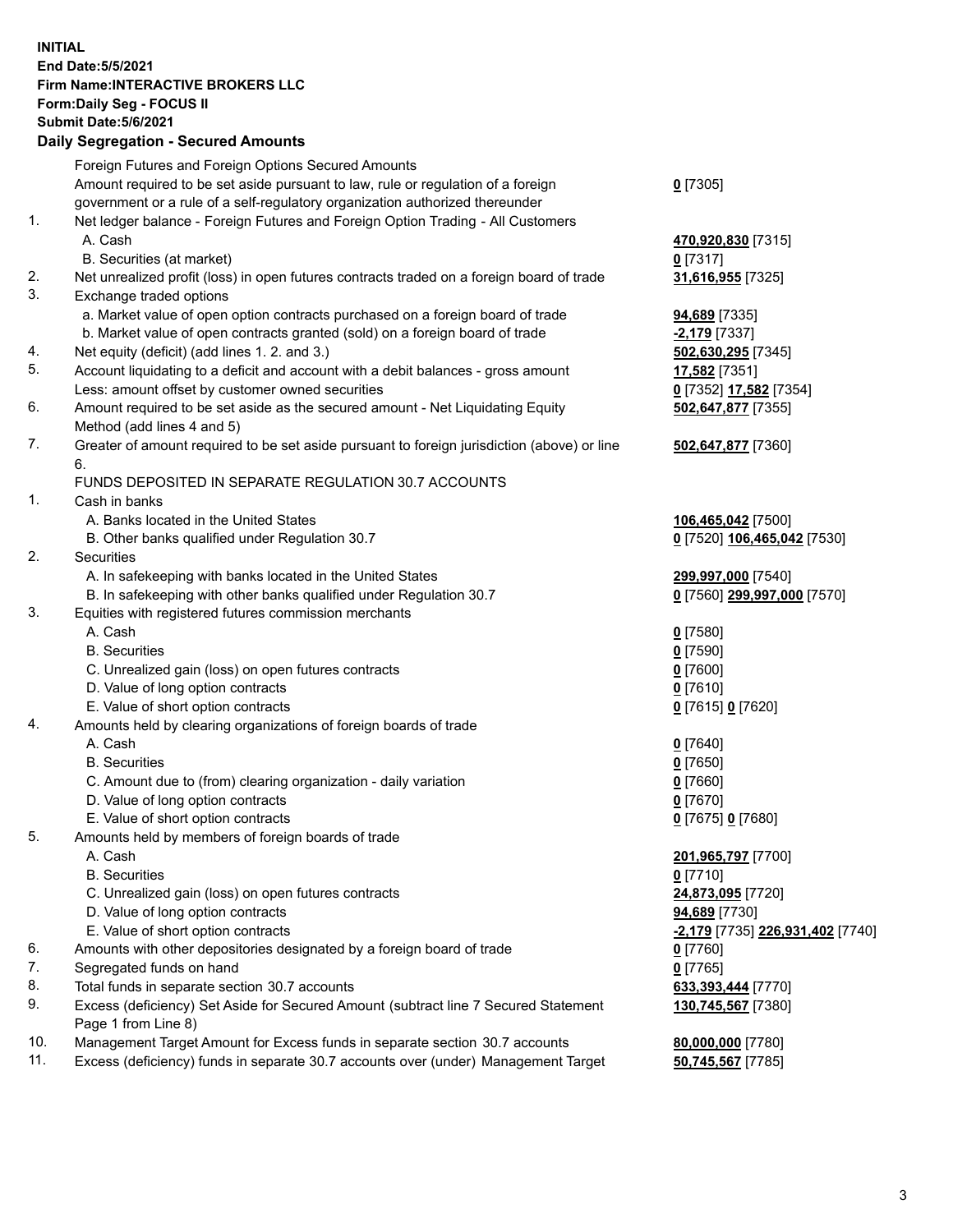**INITIAL**
**End Date:5/5/2021**
**Firm Name:INTERACTIVE BROKERS LLC**
**Form:Daily Seg - FOCUS II**
**Submit Date:5/6/2021**

## Daily Segregation - Secured Amounts

| | | |
|---|---|---|
| | Foreign Futures and Foreign Options Secured Amounts | |
| | Amount required to be set aside pursuant to law, rule or regulation of a foreign government or a rule of a self-regulatory organization authorized thereunder | **0** [7305] |
| 1. | Net ledger balance - Foreign Futures and Foreign Option Trading - All Customers | |
| | A. Cash | **470,920,830** [7315] |
| | B. Securities (at market) | **0** [7317] |
| 2. | Net unrealized profit (loss) in open futures contracts traded on a foreign board of trade | **31,616,955** [7325] |
| 3. | Exchange traded options | |
| | a. Market value of open option contracts purchased on a foreign board of trade | **94,689** [7335] |
| | b. Market value of open contracts granted (sold) on a foreign board of trade | **-2,179** [7337] |
| 4. | Net equity (deficit) (add lines 1. 2. and 3.) | **502,630,295** [7345] |
| 5. | Account liquidating to a deficit and account with a debit balances - gross amount | **17,582** [7351] |
| | Less: amount offset by customer owned securities | **0** [7352] **17,582** [7354] |
| 6. | Amount required to be set aside as the secured amount - Net Liquidating Equity Method (add lines 4 and 5) | **502,647,877** [7355] |
| 7. | Greater of amount required to be set aside pursuant to foreign jurisdiction (above) or line 6. | **502,647,877** [7360] |
| | FUNDS DEPOSITED IN SEPARATE REGULATION 30.7 ACCOUNTS | |
| 1. | Cash in banks | |
| | A. Banks located in the United States | **106,465,042** [7500] |
| | B. Other banks qualified under Regulation 30.7 | **0** [7520] **106,465,042** [7530] |
| 2. | Securities | |
| | A. In safekeeping with banks located in the United States | **299,997,000** [7540] |
| | B. In safekeeping with other banks qualified under Regulation 30.7 | **0** [7560] **299,997,000** [7570] |
| 3. | Equities with registered futures commission merchants | |
| | A. Cash | **0** [7580] |
| | B. Securities | **0** [7590] |
| | C. Unrealized gain (loss) on open futures contracts | **0** [7600] |
| | D. Value of long option contracts | **0** [7610] |
| | E. Value of short option contracts | **0** [7615] **0** [7620] |
| 4. | Amounts held by clearing organizations of foreign boards of trade | |
| | A. Cash | **0** [7640] |
| | B. Securities | **0** [7650] |
| | C. Amount due to (from) clearing organization - daily variation | **0** [7660] |
| | D. Value of long option contracts | **0** [7670] |
| | E. Value of short option contracts | **0** [7675] **0** [7680] |
| 5. | Amounts held by members of foreign boards of trade | |
| | A. Cash | **201,965,797** [7700] |
| | B. Securities | **0** [7710] |
| | C. Unrealized gain (loss) on open futures contracts | **24,873,095** [7720] |
| | D. Value of long option contracts | **94,689** [7730] |
| | E. Value of short option contracts | **-2,179** [7735] **226,931,402** [7740] |
| 6. | Amounts with other depositories designated by a foreign board of trade | **0** [7760] |
| 7. | Segregated funds on hand | **0** [7765] |
| 8. | Total funds in separate section 30.7 accounts | **633,393,444** [7770] |
| 9. | Excess (deficiency) Set Aside for Secured Amount (subtract line 7 Secured Statement Page 1 from Line 8) | **130,745,567** [7380] |
| 10. | Management Target Amount for Excess funds in separate section 30.7 accounts | **80,000,000** [7780] |
| 11. | Excess (deficiency) funds in separate 30.7 accounts over (under) Management Target | **50,745,567** [7785] |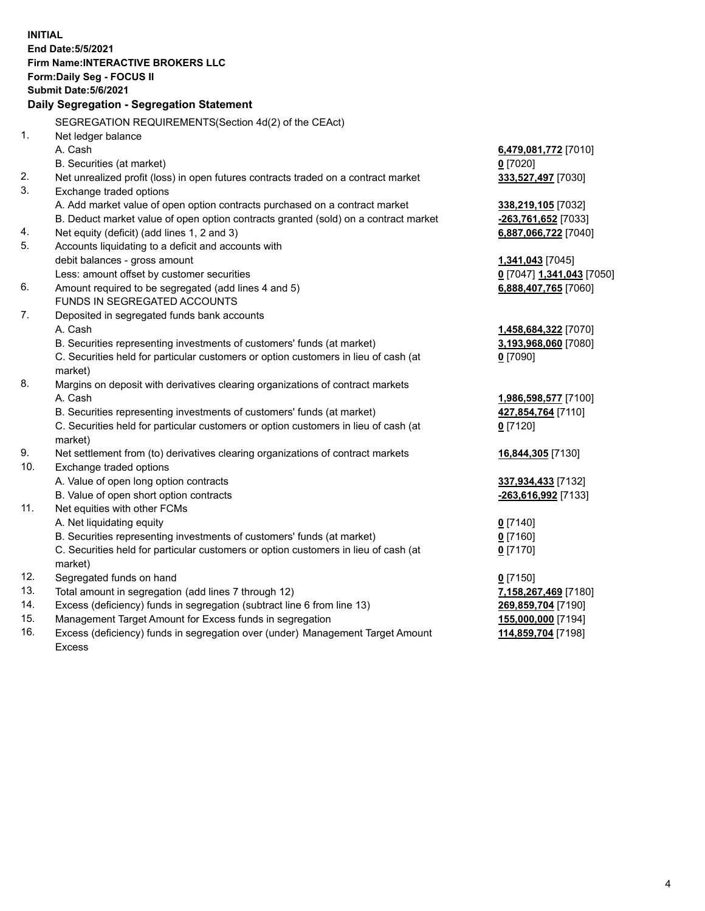**INITIAL**
**End Date:5/5/2021**
**Firm Name:INTERACTIVE BROKERS LLC**
**Form:Daily Seg - FOCUS II**
**Submit Date:5/6/2021**

### Daily Segregation - Segregation Statement

SEGREGATION REQUIREMENTS(Section 4d(2) of the CEAct)

| | | |
|---|---|---|
| 1. | Net ledger balance | |
| | A. Cash | **6,479,081,772** [7010] |
| | B. Securities (at market) | **0** [7020] |
| 2. | Net unrealized profit (loss) in open futures contracts traded on a contract market | **333,527,497** [7030] |
| 3. | Exchange traded options | |
| | A. Add market value of open option contracts purchased on a contract market | **338,219,105** [7032] |
| | B. Deduct market value of open option contracts granted (sold) on a contract market | **-263,761,652** [7033] |
| 4. | Net equity (deficit) (add lines 1, 2 and 3) | **6,887,066,722** [7040] |
| 5. | Accounts liquidating to a deficit and accounts with debit balances - gross amount | **1,341,043** [7045] |
| | Less: amount offset by customer securities | **0** [7047] **1,341,043** [7050] |
| 6. | Amount required to be segregated (add lines 4 and 5) | **6,888,407,765** [7060] |
| | FUNDS IN SEGREGATED ACCOUNTS | |
| 7. | Deposited in segregated funds bank accounts | |
| | A. Cash | **1,458,684,322** [7070] |
| | B. Securities representing investments of customers' funds (at market) | **3,193,968,060** [7080] |
| | C. Securities held for particular customers or option customers in lieu of cash (at market) | **0** [7090] |
| 8. | Margins on deposit with derivatives clearing organizations of contract markets | |
| | A. Cash | **1,986,598,577** [7100] |
| | B. Securities representing investments of customers' funds (at market) | **427,854,764** [7110] |
| | C. Securities held for particular customers or option customers in lieu of cash (at market) | **0** [7120] |
| 9. | Net settlement from (to) derivatives clearing organizations of contract markets | **16,844,305** [7130] |
| 10. | Exchange traded options | |
| | A. Value of open long option contracts | **337,934,433** [7132] |
| | B. Value of open short option contracts | **-263,616,992** [7133] |
| 11. | Net equities with other FCMs | |
| | A. Net liquidating equity | **0** [7140] |
| | B. Securities representing investments of customers' funds (at market) | **0** [7160] |
| | C. Securities held for particular customers or option customers in lieu of cash (at market) | **0** [7170] |
| 12. | Segregated funds on hand | **0** [7150] |
| 13. | Total amount in segregation (add lines 7 through 12) | **7,158,267,469** [7180] |
| 14. | Excess (deficiency) funds in segregation (subtract line 6 from line 13) | **269,859,704** [7190] |
| 15. | Management Target Amount for Excess funds in segregation | **155,000,000** [7194] |
| 16. | Excess (deficiency) funds in segregation over (under) Management Target Amount Excess | **114,859,704** [7198] |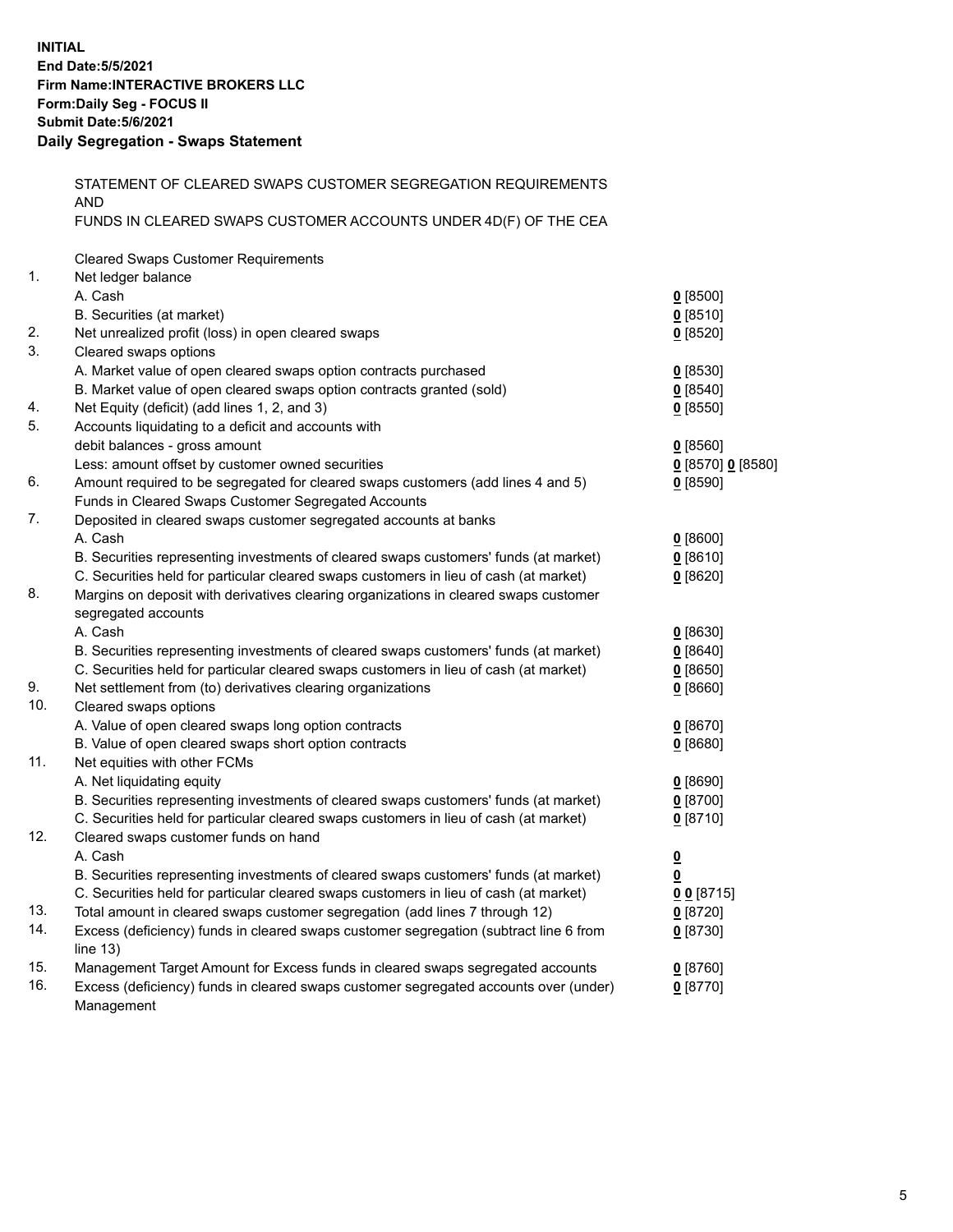**INITIAL**
**End Date:5/5/2021**
**Firm Name:INTERACTIVE BROKERS LLC**
**Form:Daily Seg - FOCUS II**
**Submit Date:5/6/2021**
**Daily Segregation - Swaps Statement**

STATEMENT OF CLEARED SWAPS CUSTOMER SEGREGATION REQUIREMENTS AND FUNDS IN CLEARED SWAPS CUSTOMER ACCOUNTS UNDER 4D(F) OF THE CEA

| | | |
|---|---|---|
| | Cleared Swaps Customer Requirements | |
| 1. | Net ledger balance | |
| | A. Cash | 0 [8500] |
| | B. Securities (at market) | 0 [8510] |
| 2. | Net unrealized profit (loss) in open cleared swaps | 0 [8520] |
| 3. | Cleared swaps options | |
| | A. Market value of open cleared swaps option contracts purchased | 0 [8530] |
| | B. Market value of open cleared swaps option contracts granted (sold) | 0 [8540] |
| 4. | Net Equity (deficit) (add lines 1, 2, and 3) | 0 [8550] |
| 5. | Accounts liquidating to a deficit and accounts with debit balances - gross amount | 0 [8560] |
| | Less: amount offset by customer owned securities | 0 [8570] 0 [8580] |
| 6. | Amount required to be segregated for cleared swaps customers (add lines 4 and 5) | 0 [8590] |
| | Funds in Cleared Swaps Customer Segregated Accounts | |
| 7. | Deposited in cleared swaps customer segregated accounts at banks | |
| | A. Cash | 0 [8600] |
| | B. Securities representing investments of cleared swaps customers' funds (at market) | 0 [8610] |
| | C. Securities held for particular cleared swaps customers in lieu of cash (at market) | 0 [8620] |
| 8. | Margins on deposit with derivatives clearing organizations in cleared swaps customer segregated accounts | |
| | A. Cash | 0 [8630] |
| | B. Securities representing investments of cleared swaps customers' funds (at market) | 0 [8640] |
| | C. Securities held for particular cleared swaps customers in lieu of cash (at market) | 0 [8650] |
| 9. | Net settlement from (to) derivatives clearing organizations | 0 [8660] |
| 10. | Cleared swaps options | |
| | A. Value of open cleared swaps long option contracts | 0 [8670] |
| | B. Value of open cleared swaps short option contracts | 0 [8680] |
| 11. | Net equities with other FCMs | |
| | A. Net liquidating equity | 0 [8690] |
| | B. Securities representing investments of cleared swaps customers' funds (at market) | 0 [8700] |
| | C. Securities held for particular cleared swaps customers in lieu of cash (at market) | 0 [8710] |
| 12. | Cleared swaps customer funds on hand | |
| | A. Cash | 0 |
| | B. Securities representing investments of cleared swaps customers' funds (at market) | 0 |
| | C. Securities held for particular cleared swaps customers in lieu of cash (at market) | 0 0 [8715] |
| 13. | Total amount in cleared swaps customer segregation (add lines 7 through 12) | 0 [8720] |
| 14. | Excess (deficiency) funds in cleared swaps customer segregation (subtract line 6 from line 13) | 0 [8730] |
| 15. | Management Target Amount for Excess funds in cleared swaps segregated accounts | 0 [8760] |
| 16. | Excess (deficiency) funds in cleared swaps customer segregated accounts over (under) Management | 0 [8770] |